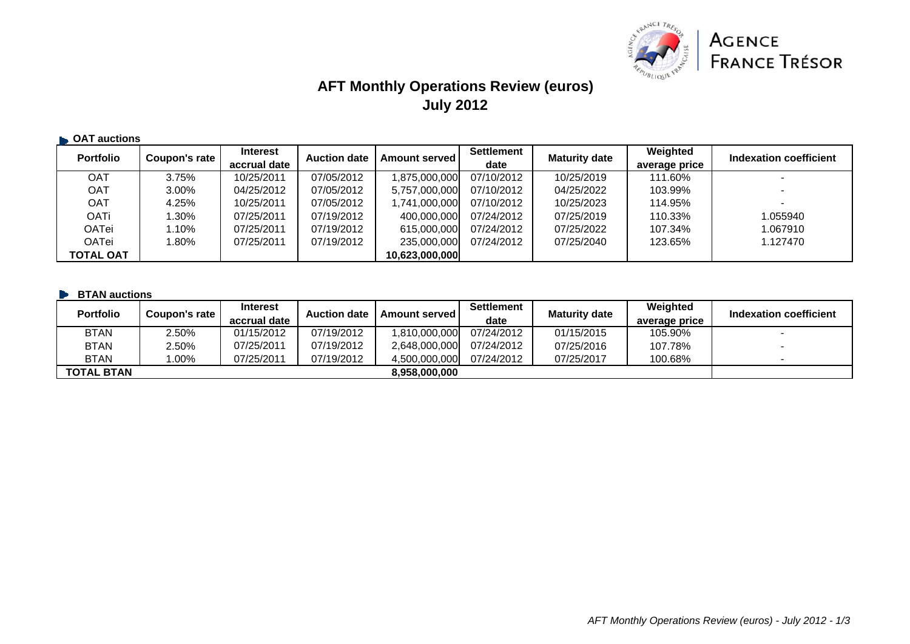# AFT Monthly Operations Review (euros)
## July 2012

### OAT auctions

| Portfolio | Coupon's rate | Interest accrual date | Auction date | Amount served | Settlement date | Maturity date | Weighted average price | Indexation coefficient |
|---|---|---|---|---|---|---|---|---|
| OAT | 3.75% | 10/25/2011 | 07/05/2012 | 1,875,000,000 | 07/10/2012 | 10/25/2019 | 111.60% | - |
| OAT | 3.00% | 04/25/2012 | 07/05/2012 | 5,757,000,000 | 07/10/2012 | 04/25/2022 | 103.99% | - |
| OAT | 4.25% | 10/25/2011 | 07/05/2012 | 1,741,000,000 | 07/10/2012 | 10/25/2023 | 114.95% | - |
| OATi | 1.30% | 07/25/2011 | 07/19/2012 | 400,000,000 | 07/24/2012 | 07/25/2019 | 110.33% | 1.055940 |
| OATei | 1.10% | 07/25/2011 | 07/19/2012 | 615,000,000 | 07/24/2012 | 07/25/2022 | 107.34% | 1.067910 |
| OATei | 1.80% | 07/25/2011 | 07/19/2012 | 235,000,000 | 07/24/2012 | 07/25/2040 | 123.65% | 1.127470 |
| **TOTAL OAT** | | | | **10,623,000,000** | | | | |

### BTAN auctions

| Portfolio | Coupon's rate | Interest accrual date | Auction date | Amount served | Settlement date | Maturity date | Weighted average price | Indexation coefficient |
|---|---|---|---|---|---|---|---|---|
| BTAN | 2.50% | 01/15/2012 | 07/19/2012 | 1,810,000,000 | 07/24/2012 | 01/15/2015 | 105.90% | - |
| BTAN | 2.50% | 07/25/2011 | 07/19/2012 | 2,648,000,000 | 07/24/2012 | 07/25/2016 | 107.78% | - |
| BTAN | 1.00% | 07/25/2011 | 07/19/2012 | 4,500,000,000 | 07/24/2012 | 07/25/2017 | 100.68% | - |
| **TOTAL BTAN** | | | | **8,958,000,000** | | | | |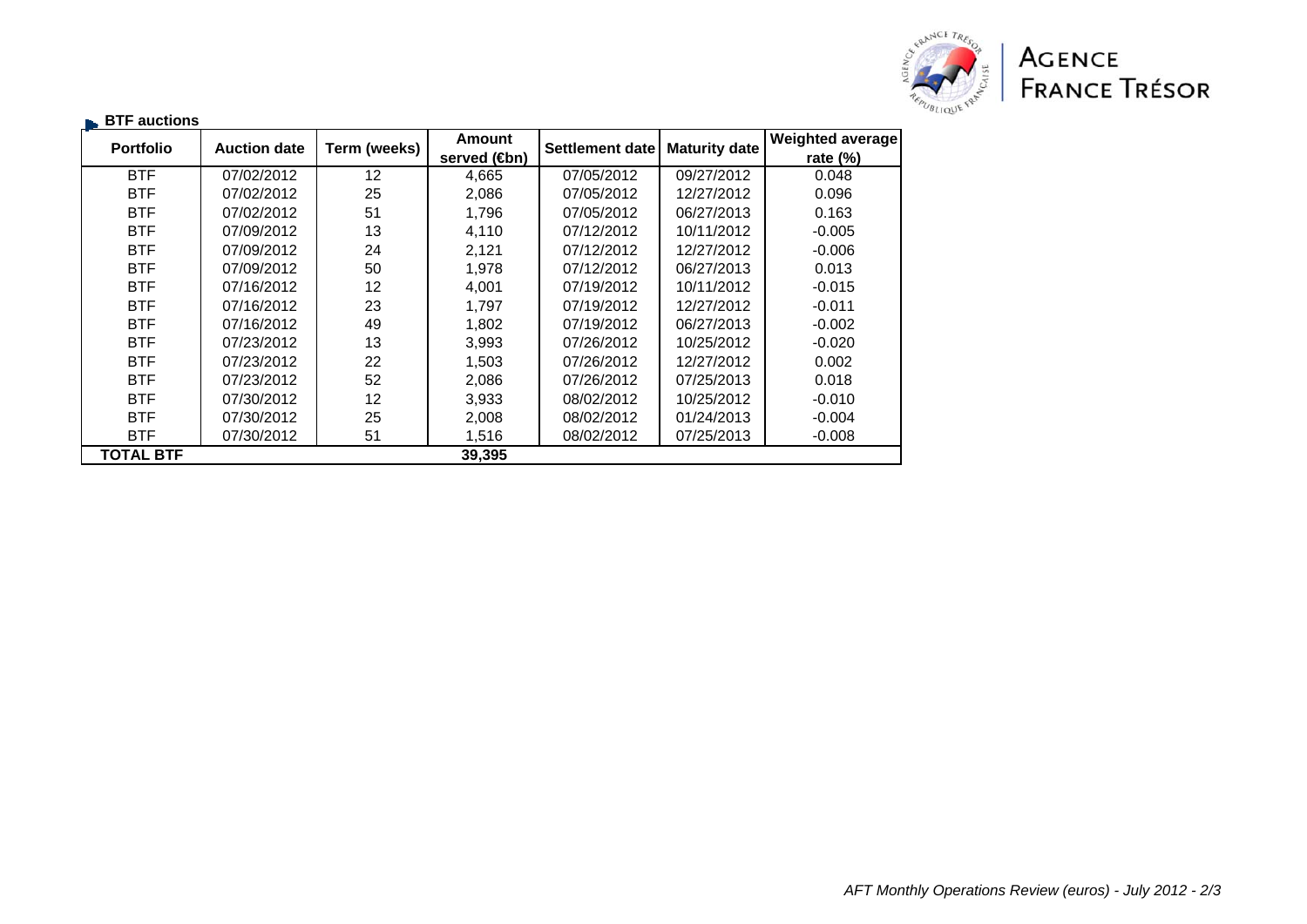## BTF auctions

| Portfolio | Auction date | Term (weeks) | Amount served (€bn) | Settlement date | Maturity date | Weighted average rate (%) |
|---|---|---|---|---|---|---|
| BTF | 07/02/2012 | 12 | 4,665 | 07/05/2012 | 09/27/2012 | 0.048 |
| BTF | 07/02/2012 | 25 | 2,086 | 07/05/2012 | 12/27/2012 | 0.096 |
| BTF | 07/02/2012 | 51 | 1,796 | 07/05/2012 | 06/27/2013 | 0.163 |
| BTF | 07/09/2012 | 13 | 4,110 | 07/12/2012 | 10/11/2012 | -0.005 |
| BTF | 07/09/2012 | 24 | 2,121 | 07/12/2012 | 12/27/2012 | -0.006 |
| BTF | 07/09/2012 | 50 | 1,978 | 07/12/2012 | 06/27/2013 | 0.013 |
| BTF | 07/16/2012 | 12 | 4,001 | 07/19/2012 | 10/11/2012 | -0.015 |
| BTF | 07/16/2012 | 23 | 1,797 | 07/19/2012 | 12/27/2012 | -0.011 |
| BTF | 07/16/2012 | 49 | 1,802 | 07/19/2012 | 06/27/2013 | -0.002 |
| BTF | 07/23/2012 | 13 | 3,993 | 07/26/2012 | 10/25/2012 | -0.020 |
| BTF | 07/23/2012 | 22 | 1,503 | 07/26/2012 | 12/27/2012 | 0.002 |
| BTF | 07/23/2012 | 52 | 2,086 | 07/26/2012 | 07/25/2013 | 0.018 |
| BTF | 07/30/2012 | 12 | 3,933 | 08/02/2012 | 10/25/2012 | -0.010 |
| BTF | 07/30/2012 | 25 | 2,008 | 08/02/2012 | 01/24/2013 | -0.004 |
| BTF | 07/30/2012 | 51 | 1,516 | 08/02/2012 | 07/25/2013 | -0.008 |
| **TOTAL BTF** | | | **39,395** | | | |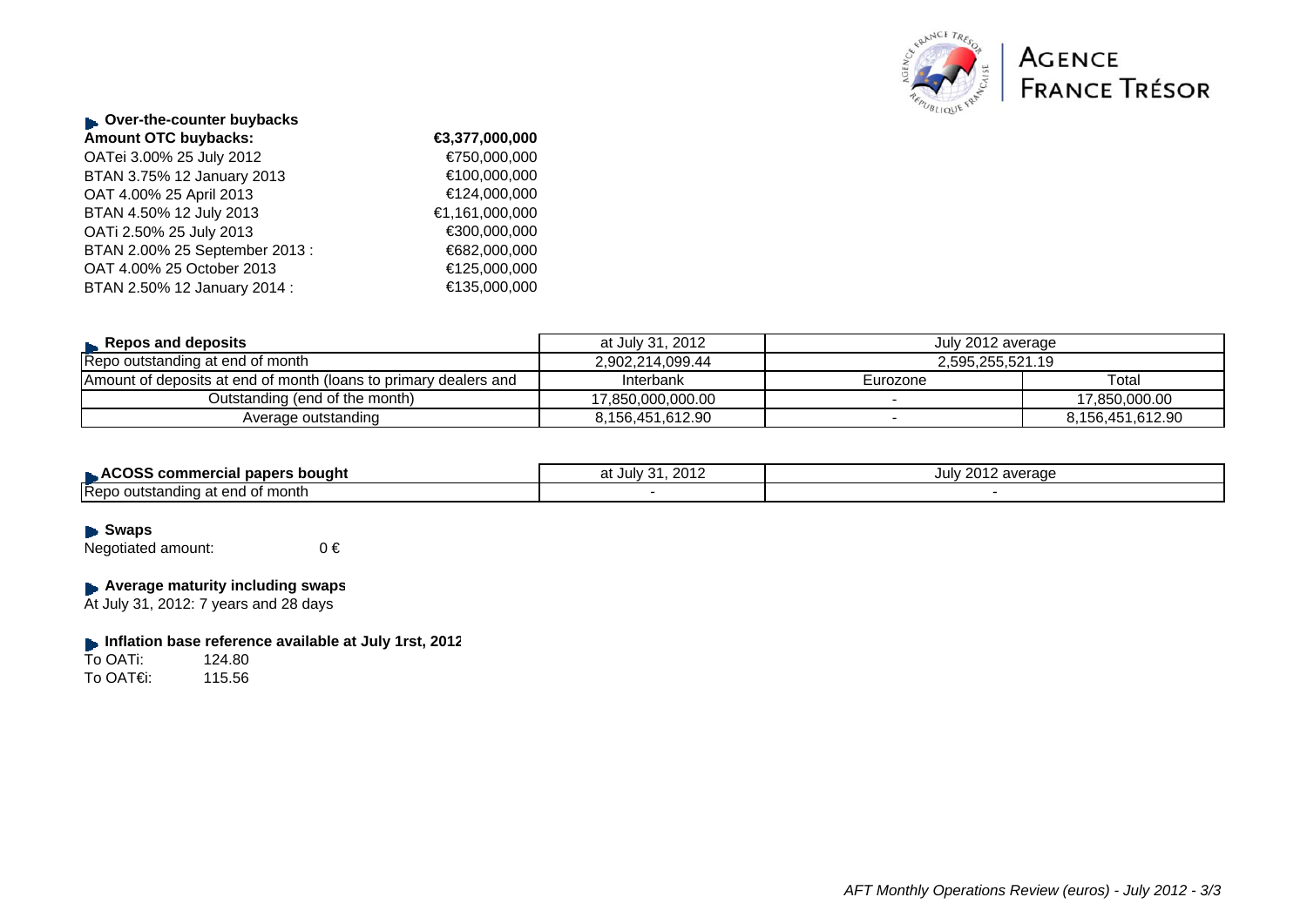## Over-the-counter buybacks

| | |
|---|---|
| **Amount OTC buybacks:** | **€3,377,000,000** |
| OATei 3.00% 25 July 2012 | €750,000,000 |
| BTAN 3.75% 12 January 2013 | €100,000,000 |
| OAT 4.00% 25 April 2013 | €124,000,000 |
| BTAN 4.50% 12 July 2013 | €1,161,000,000 |
| OATi 2.50% 25 July 2013 | €300,000,000 |
| BTAN 2.00% 25 September 2013 : | €682,000,000 |
| OAT 4.00% 25 October 2013 | €125,000,000 |
| BTAN 2.50% 12 January 2014 : | €135,000,000 |

## Repos and deposits

| Repos and deposits | at July 31, 2012 | July 2012 average | |
|---|---|---|---|
| Repo outstanding at end of month | 2,902,214,099.44 | 2,595,255,521.19 | |
| Amount of deposits at end of month (loans to primary dealers and | Interbank | Eurozone | Total |
| Outstanding (end of the month) | 17,850,000,000.00 | - | 17,850,000.00 |
| Average outstanding | 8,156,451,612.90 | - | 8,156,451,612.90 |

## ACOSS commercial papers bought

| ACOSS commercial papers bought | at July 31, 2012 | July 2012 average |
|---|---|---|
| Repo outstanding at end of month | - | - |

## Swaps

Negotiated amount: 0 €

## Average maturity including swaps

At July 31, 2012: 7 years and 28 days

## Inflation base reference available at July 1rst, 2012

| | |
|---|---|
| To OATi: | 124.80 |
| To OAT€i: | 115.56 |